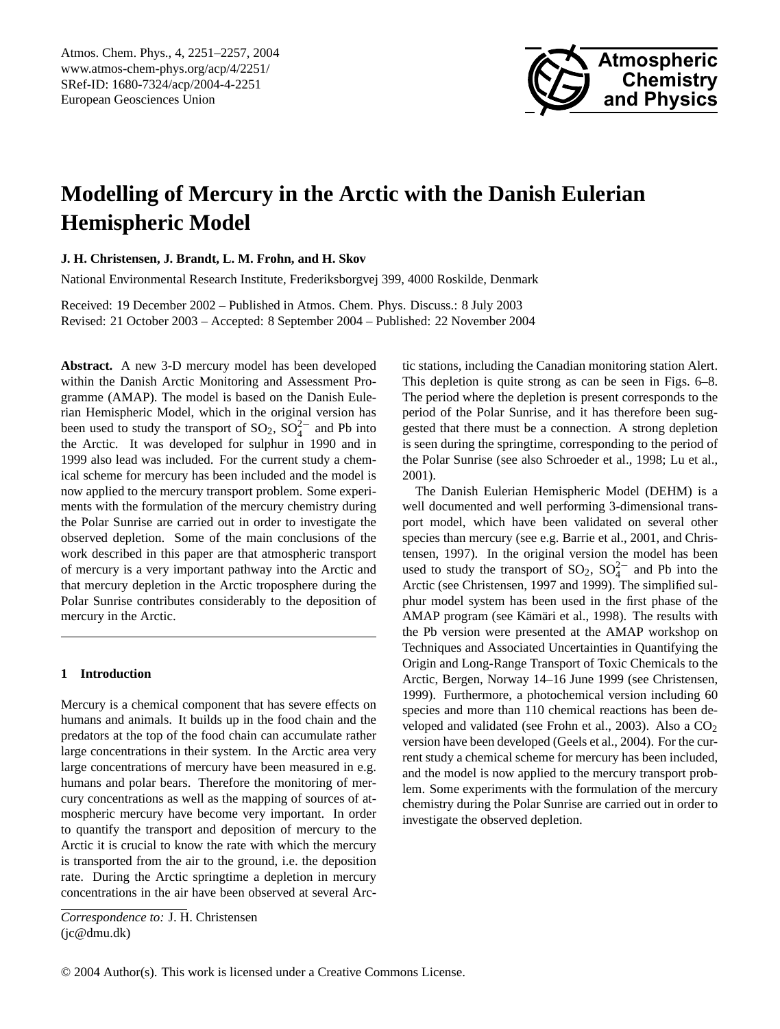# Modelling of Mercury in the Arctic with the Danish Eulerian Hemispheric Model

**J. H. Christensen, J. Brandt, L. M. Frohn, and H. Skov**

National Environmental Research Institute, Frederiksborgvej 399, 4000 Roskilde, Denmark

Received: 19 December 2002 – Published in Atmos. Chem. Phys. Discuss.: 8 July 2003
Revised: 21 October 2003 – Accepted: 8 September 2004 – Published: 22 November 2004

**Abstract.** A new 3-D mercury model has been developed within the Danish Arctic Monitoring and Assessment Programme (AMAP). The model is based on the Danish Eulerian Hemispheric Model, which in the original version has been used to study the transport of $SO_2$, $SO_4^{2-}$ and Pb into the Arctic. It was developed for sulphur in 1990 and in 1999 also lead was included. For the current study a chemical scheme for mercury has been included and the model is now applied to the mercury transport problem. Some experiments with the formulation of the mercury chemistry during the Polar Sunrise are carried out in order to investigate the observed depletion. Some of the main conclusions of the work described in this paper are that atmospheric transport of mercury is a very important pathway into the Arctic and that mercury depletion in the Arctic troposphere during the Polar Sunrise contributes considerably to the deposition of mercury in the Arctic.

## 1 Introduction

Mercury is a chemical component that has severe effects on humans and animals. It builds up in the food chain and the predators at the top of the food chain can accumulate rather large concentrations in their system. In the Arctic area very large concentrations of mercury have been measured in e.g. humans and polar bears. Therefore the monitoring of mercury concentrations as well as the mapping of sources of atmospheric mercury have become very important. In order to quantify the transport and deposition of mercury to the Arctic it is crucial to know the rate with which the mercury is transported from the air to the ground, i.e. the deposition rate. During the Arctic springtime a depletion in mercury concentrations in the air have been observed at several Arctic stations, including the Canadian monitoring station Alert. This depletion is quite strong as can be seen in Figs. 6–8. The period where the depletion is present corresponds to the period of the Polar Sunrise, and it has therefore been suggested that there must be a connection. A strong depletion is seen during the springtime, corresponding to the period of the Polar Sunrise (see also Schroeder et al., 1998; Lu et al., 2001).

The Danish Eulerian Hemispheric Model (DEHM) is a well documented and well performing 3-dimensional transport model, which have been validated on several other species than mercury (see e.g. Barrie et al., 2001, and Christensen, 1997). In the original version the model has been used to study the transport of $SO_2$, $SO_4^{2-}$ and Pb into the Arctic (see Christensen, 1997 and 1999). The simplified sulphur model system has been used in the first phase of the AMAP program (see Kämäri et al., 1998). The results with the Pb version were presented at the AMAP workshop on Techniques and Associated Uncertainties in Quantifying the Origin and Long-Range Transport of Toxic Chemicals to the Arctic, Bergen, Norway 14–16 June 1999 (see Christensen, 1999). Furthermore, a photochemical version including 60 species and more than 110 chemical reactions has been developed and validated (see Frohn et al., 2003). Also a $CO_2$ version have been developed (Geels et al., 2004). For the current study a chemical scheme for mercury has been included, and the model is now applied to the mercury transport problem. Some experiments with the formulation of the mercury chemistry during the Polar Sunrise are carried out in order to investigate the observed depletion.

*Correspondence to:* J. H. Christensen
(jc@dmu.dk)

© 2004 Author(s). This work is licensed under a Creative Commons License.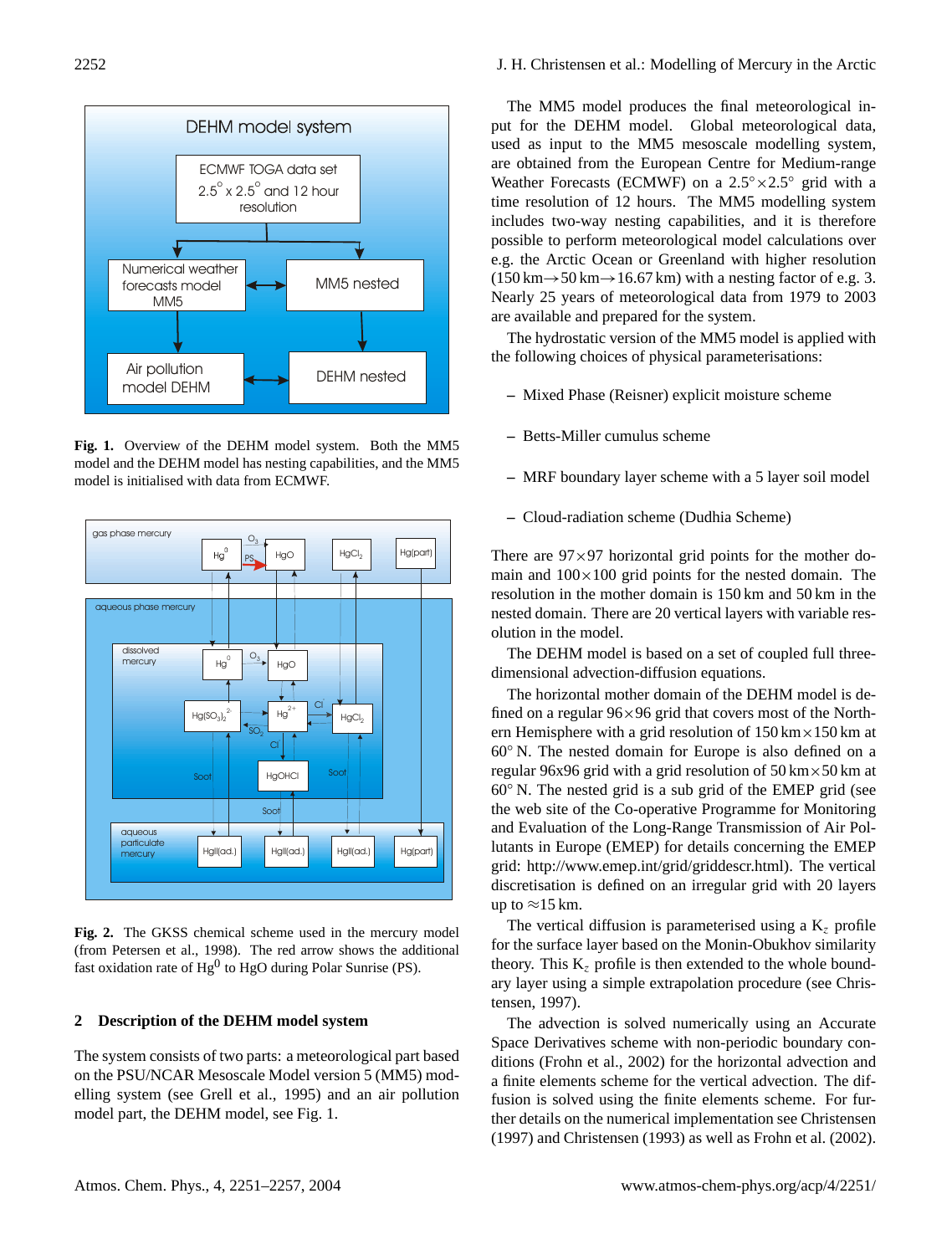Fig. 1. Overview of the DEHM model system. Both the MM5 model and the DEHM model has nesting capabilities, and the MM5 model is initialised with data from ECMWF.

Fig. 2. The GKSS chemical scheme used in the mercury model (from Petersen et al., 1998). The red arrow shows the additional fast oxidation rate of $Hg^0$ to HgO during Polar Sunrise (PS).

## 2 Description of the DEHM model system

The system consists of two parts: a meteorological part based on the PSU/NCAR Mesoscale Model version 5 (MM5) modelling system (see Grell et al., 1995) and an air pollution model part, the DEHM model, see Fig. 1.

The MM5 model produces the final meteorological input for the DEHM model. Global meteorological data, used as input to the MM5 mesoscale modelling system, are obtained from the European Centre for Medium-range Weather Forecasts (ECMWF) on a $2.5°\times2.5°$ grid with a time resolution of 12 hours. The MM5 modelling system includes two-way nesting capabilities, and it is therefore possible to perform meteorological model calculations over e.g. the Arctic Ocean or Greenland with higher resolution (150 km→50 km→16.67 km) with a nesting factor of e.g. 3. Nearly 25 years of meteorological data from 1979 to 2003 are available and prepared for the system.

The hydrostatic version of the MM5 model is applied with the following choices of physical parameterisations:

- Mixed Phase (Reisner) explicit moisture scheme
- Betts-Miller cumulus scheme
- MRF boundary layer scheme with a 5 layer soil model
- Cloud-radiation scheme (Dudhia Scheme)

There are $97\times97$ horizontal grid points for the mother domain and $100\times100$ grid points for the nested domain. The resolution in the mother domain is 150 km and 50 km in the nested domain. There are 20 vertical layers with variable resolution in the model.

The DEHM model is based on a set of coupled full three-dimensional advection-diffusion equations.

The horizontal mother domain of the DEHM model is defined on a regular $96\times96$ grid that covers most of the Northern Hemisphere with a grid resolution of 150 km×150 km at 60° N. The nested domain for Europe is also defined on a regular 96x96 grid with a grid resolution of 50 km×50 km at 60° N. The nested grid is a sub grid of the EMEP grid (see the web site of the Co-operative Programme for Monitoring and Evaluation of the Long-Range Transmission of Air Pollutants in Europe (EMEP) for details concerning the EMEP grid: http://www.emep.int/grid/griddescr.html). The vertical discretisation is defined on an irregular grid with 20 layers up to ≈15 km.

The vertical diffusion is parameterised using a $K_z$ profile for the surface layer based on the Monin-Obukhov similarity theory. This $K_z$ profile is then extended to the whole boundary layer using a simple extrapolation procedure (see Christensen, 1997).

The advection is solved numerically using an Accurate Space Derivatives scheme with non-periodic boundary conditions (Frohn et al., 2002) for the horizontal advection and a finite elements scheme for the vertical advection. The diffusion is solved using the finite elements scheme. For further details on the numerical implementation see Christensen (1997) and Christensen (1993) as well as Frohn et al. (2002).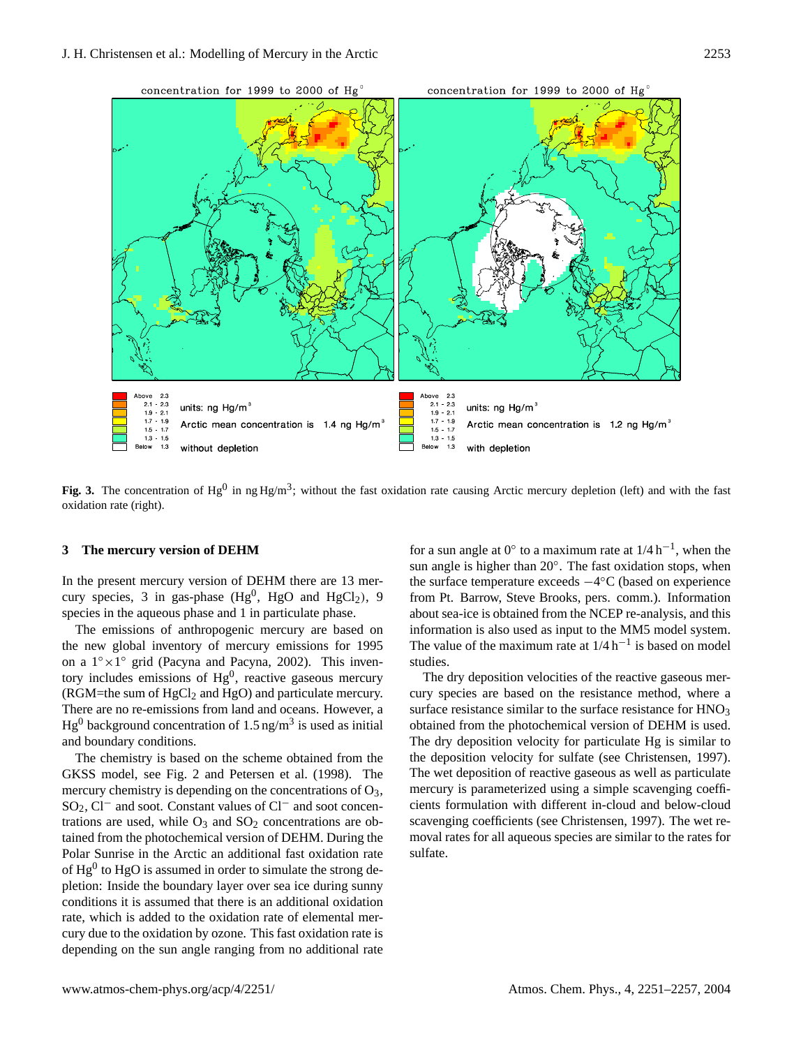**Fig. 3.** The concentration of $Hg^0$ in ng Hg/m$^3$; without the fast oxidation rate causing Arctic mercury depletion (left) and with the fast oxidation rate (right).

## 3 The mercury version of DEHM

In the present mercury version of DEHM there are 13 mercury species, 3 in gas-phase ($Hg^0$, HgO and $HgCl_2$), 9 species in the aqueous phase and 1 in particulate phase.

The emissions of anthropogenic mercury are based on the new global inventory of mercury emissions for 1995 on a $1^\circ \times 1^\circ$ grid (Pacyna and Pacyna, 2002). This inventory includes emissions of $Hg^0$, reactive gaseous mercury (RGM=the sum of $HgCl_2$ and HgO) and particulate mercury. There are no re-emissions from land and oceans. However, a $Hg^0$ background concentration of 1.5 ng/m$^3$ is used as initial and boundary conditions.

The chemistry is based on the scheme obtained from the GKSS model, see Fig. 2 and Petersen et al. (1998). The mercury chemistry is depending on the concentrations of $O_3$, $SO_2$, $Cl^-$ and soot. Constant values of $Cl^-$ and soot concentrations are used, while $O_3$ and $SO_2$ concentrations are obtained from the photochemical version of DEHM. During the Polar Sunrise in the Arctic an additional fast oxidation rate of $Hg^0$ to HgO is assumed in order to simulate the strong depletion: Inside the boundary layer over sea ice during sunny conditions it is assumed that there is an additional oxidation rate, which is added to the oxidation rate of elemental mercury due to the oxidation by ozone. This fast oxidation rate is depending on the sun angle ranging from no additional rate for a sun angle at 0° to a maximum rate at $1/4\,h^{-1}$, when the sun angle is higher than 20°. The fast oxidation stops, when the surface temperature exceeds −4°C (based on experience from Pt. Barrow, Steve Brooks, pers. comm.). Information about sea-ice is obtained from the NCEP re-analysis, and this information is also used as input to the MM5 model system. The value of the maximum rate at $1/4\,h^{-1}$ is based on model studies.

The dry deposition velocities of the reactive gaseous mercury species are based on the resistance method, where a surface resistance similar to the surface resistance for $HNO_3$ obtained from the photochemical version of DEHM is used. The dry deposition velocity for particulate Hg is similar to the deposition velocity for sulfate (see Christensen, 1997). The wet deposition of reactive gaseous as well as particulate mercury is parameterized using a simple scavenging coefficients formulation with different in-cloud and below-cloud scavenging coefficients (see Christensen, 1997). The wet removal rates for all aqueous species are similar to the rates for sulfate.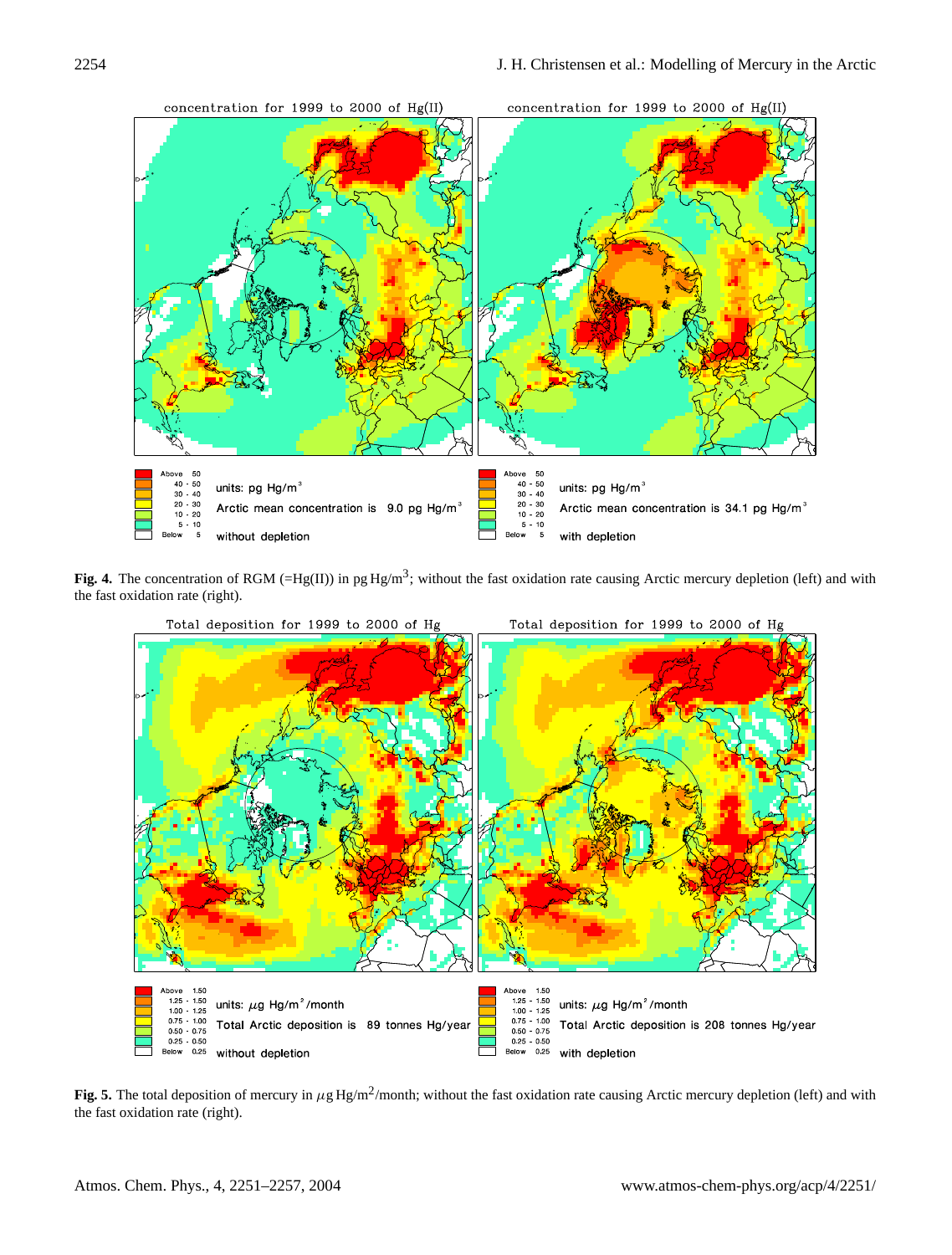**Fig. 4.** The concentration of RGM (=Hg(II)) in pg Hg/m$^3$; without the fast oxidation rate causing Arctic mercury depletion (left) and with the fast oxidation rate (right).

**Fig. 5.** The total deposition of mercury in $\mu$g Hg/m$^2$/month; without the fast oxidation rate causing Arctic mercury depletion (left) and with the fast oxidation rate (right).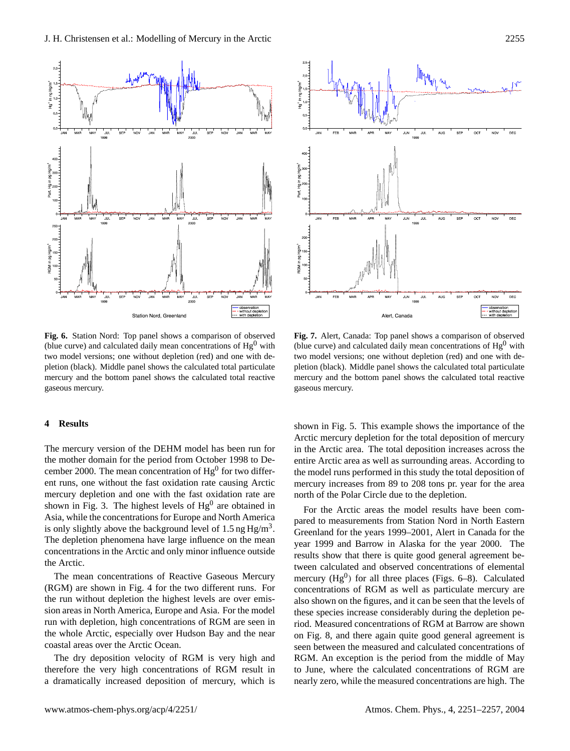**Fig. 6.** Station Nord: Top panel shows a comparison of observed (blue curve) and calculated daily mean concentrations of $Hg^0$ with two model versions; one without depletion (red) and one with depletion (black). Middle panel shows the calculated total particulate mercury and the bottom panel shows the calculated total reactive gaseous mercury.

**Fig. 7.** Alert, Canada: Top panel shows a comparison of observed (blue curve) and calculated daily mean concentrations of $Hg^0$ with two model versions; one without depletion (red) and one with depletion (black). Middle panel shows the calculated total particulate mercury and the bottom panel shows the calculated total reactive gaseous mercury.

## 4 Results

The mercury version of the DEHM model has been run for the mother domain for the period from October 1998 to December 2000. The mean concentration of $Hg^0$ for two different runs, one without the fast oxidation rate causing Arctic mercury depletion and one with the fast oxidation rate are shown in Fig. 3. The highest levels of $Hg^0$ are obtained in Asia, while the concentrations for Europe and North America is only slightly above the background level of 1.5 ng $Hg/m^3$. The depletion phenomena have large influence on the mean concentrations in the Arctic and only minor influence outside the Arctic.

The mean concentrations of Reactive Gaseous Mercury (RGM) are shown in Fig. 4 for the two different runs. For the run without depletion the highest levels are over emission areas in North America, Europe and Asia. For the model run with depletion, high concentrations of RGM are seen in the whole Arctic, especially over Hudson Bay and the near coastal areas over the Arctic Ocean.

The dry deposition velocity of RGM is very high and therefore the very high concentrations of RGM result in a dramatically increased deposition of mercury, which is shown in Fig. 5. This example shows the importance of the Arctic mercury depletion for the total deposition of mercury in the Arctic area. The total deposition increases across the entire Arctic area as well as surrounding areas. According to the model runs performed in this study the total deposition of mercury increases from 89 to 208 tons pr. year for the area north of the Polar Circle due to the depletion.

For the Arctic areas the model results have been compared to measurements from Station Nord in North Eastern Greenland for the years 1999–2001, Alert in Canada for the year 1999 and Barrow in Alaska for the year 2000. The results show that there is quite good general agreement between calculated and observed concentrations of elemental mercury ($Hg^0$) for all three places (Figs. 6–8). Calculated concentrations of RGM as well as particulate mercury are also shown on the figures, and it can be seen that the levels of these species increase considerably during the depletion period. Measured concentrations of RGM at Barrow are shown on Fig. 8, and there again quite good general agreement is seen between the measured and calculated concentrations of RGM. An exception is the period from the middle of May to June, where the calculated concentrations of RGM are nearly zero, while the measured concentrations are high. The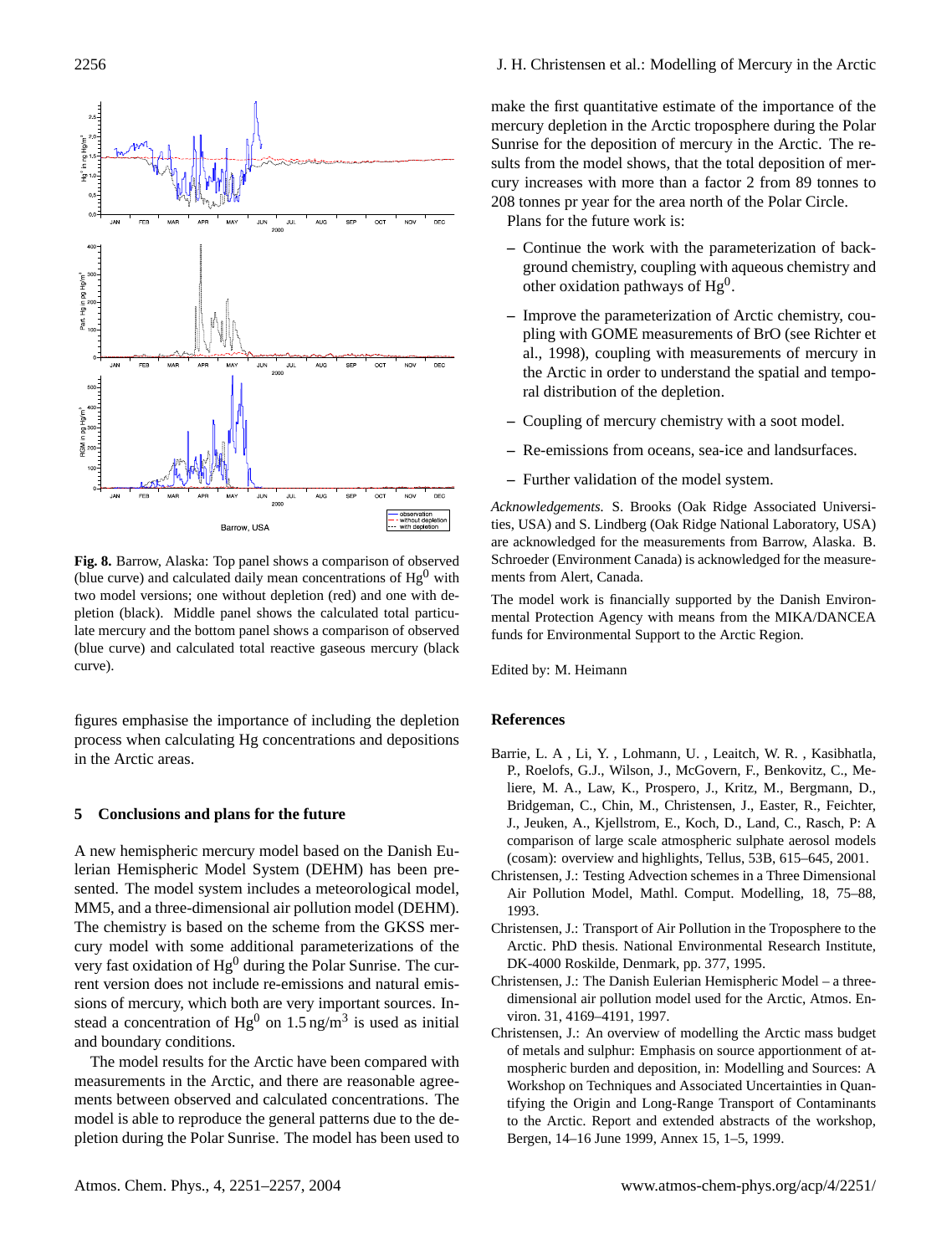**Fig. 8.** Barrow, Alaska: Top panel shows a comparison of observed (blue curve) and calculated daily mean concentrations of $Hg^0$ with two model versions; one without depletion (red) and one with depletion (black). Middle panel shows the calculated total particulate mercury and the bottom panel shows a comparison of observed (blue curve) and calculated total reactive gaseous mercury (black curve).

figures emphasise the importance of including the depletion process when calculating Hg concentrations and depositions in the Arctic areas.

## 5 Conclusions and plans for the future

A new hemispheric mercury model based on the Danish Eulerian Hemispheric Model System (DEHM) has been presented. The model system includes a meteorological model, MM5, and a three-dimensional air pollution model (DEHM). The chemistry is based on the scheme from the GKSS mercury model with some additional parameterizations of the very fast oxidation of $Hg^0$ during the Polar Sunrise. The current version does not include re-emissions and natural emissions of mercury, which both are very important sources. Instead a concentration of $Hg^0$ on $1.5\,\text{ng/m}^3$ is used as initial and boundary conditions.

The model results for the Arctic have been compared with measurements in the Arctic, and there are reasonable agreements between observed and calculated concentrations. The model is able to reproduce the general patterns due to the depletion during the Polar Sunrise. The model has been used to make the first quantitative estimate of the importance of the mercury depletion in the Arctic troposphere during the Polar Sunrise for the deposition of mercury in the Arctic. The results from the model shows, that the total deposition of mercury increases with more than a factor 2 from 89 tonnes to 208 tonnes pr year for the area north of the Polar Circle.

Plans for the future work is:

- Continue the work with the parameterization of background chemistry, coupling with aqueous chemistry and other oxidation pathways of $Hg^0$.
- Improve the parameterization of Arctic chemistry, coupling with GOME measurements of BrO (see Richter et al., 1998), coupling with measurements of mercury in the Arctic in order to understand the spatial and temporal distribution of the depletion.
- Coupling of mercury chemistry with a soot model.
- Re-emissions from oceans, sea-ice and landsurfaces.
- Further validation of the model system.

*Acknowledgements.* S. Brooks (Oak Ridge Associated Universities, USA) and S. Lindberg (Oak Ridge National Laboratory, USA) are acknowledged for the measurements from Barrow, Alaska. B. Schroeder (Environment Canada) is acknowledged for the measurements from Alert, Canada.

The model work is financially supported by the Danish Environmental Protection Agency with means from the MIKA/DANCEA funds for Environmental Support to the Arctic Region.

Edited by: M. Heimann

## References

Barrie, L. A , Li, Y. , Lohmann, U. , Leaitch, W. R. , Kasibhatla, P., Roelofs, G.J., Wilson, J., McGovern, F., Benkovitz, C., Meliere, M. A., Law, K., Prospero, J., Kritz, M., Bergmann, D., Bridgeman, C., Chin, M., Christensen, J., Easter, R., Feichter, J., Jeuken, A., Kjellstrom, E., Koch, D., Land, C., Rasch, P: A comparison of large scale atmospheric sulphate aerosol models (cosam): overview and highlights, Tellus, 53B, 615–645, 2001.

Christensen, J.: Testing Advection schemes in a Three Dimensional Air Pollution Model, Mathl. Comput. Modelling, 18, 75–88, 1993.

Christensen, J.: Transport of Air Pollution in the Troposphere to the Arctic. PhD thesis. National Environmental Research Institute, DK-4000 Roskilde, Denmark, pp. 377, 1995.

Christensen, J.: The Danish Eulerian Hemispheric Model – a three-dimensional air pollution model used for the Arctic, Atmos. Environ. 31, 4169–4191, 1997.

Christensen, J.: An overview of modelling the Arctic mass budget of metals and sulphur: Emphasis on source apportionment of atmospheric burden and deposition, in: Modelling and Sources: A Workshop on Techniques and Associated Uncertainties in Quantifying the Origin and Long-Range Transport of Contaminants to the Arctic. Report and extended abstracts of the workshop, Bergen, 14–16 June 1999, Annex 15, 1–5, 1999.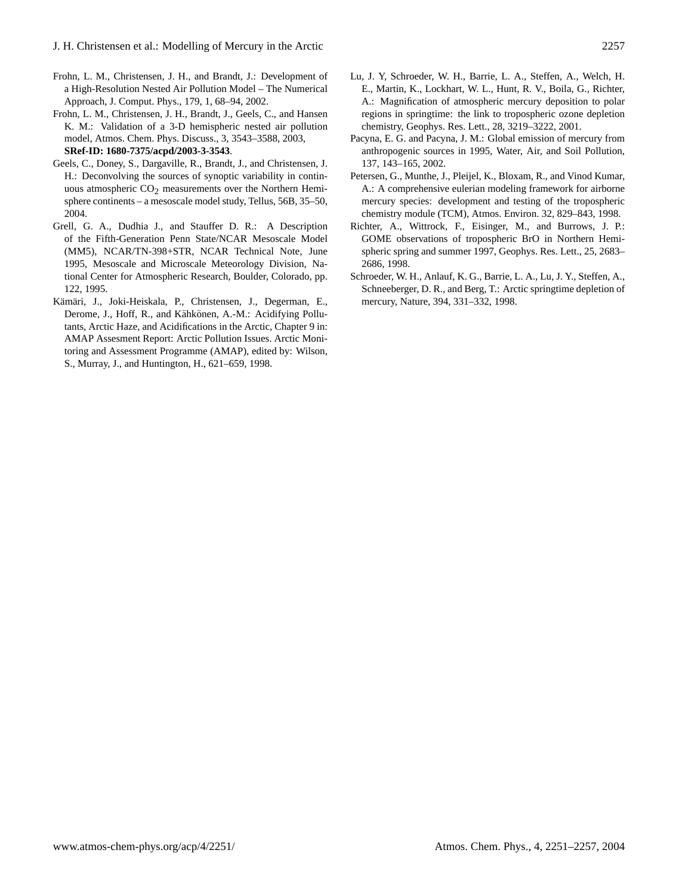Frohn, L. M., Christensen, J. H., and Brandt, J.: Development of a High-Resolution Nested Air Pollution Model – The Numerical Approach, J. Comput. Phys., 179, 1, 68–94, 2002.

Frohn, L. M., Christensen, J. H., Brandt, J., Geels, C., and Hansen K. M.: Validation of a 3-D hemispheric nested air pollution model, Atmos. Chem. Phys. Discuss., 3, 3543–3588, 2003, **SRef-ID: 1680-7375/acpd/2003-3-3543**.

Geels, C., Doney, S., Dargaville, R., Brandt, J., and Christensen, J. H.: Deconvolving the sources of synoptic variability in continuous atmospheric $CO_2$ measurements over the Northern Hemisphere continents – a mesoscale model study, Tellus, 56B, 35–50, 2004.

Grell, G. A., Dudhia J., and Stauffer D. R.: A Description of the Fifth-Generation Penn State/NCAR Mesoscale Model (MM5), NCAR/TN-398+STR, NCAR Technical Note, June 1995, Mesoscale and Microscale Meteorology Division, National Center for Atmospheric Research, Boulder, Colorado, pp. 122, 1995.

Kämäri, J., Joki-Heiskala, P., Christensen, J., Degerman, E., Derome, J., Hoff, R., and Kähkönen, A.-M.: Acidifying Pollutants, Arctic Haze, and Acidifications in the Arctic, Chapter 9 in: AMAP Assesment Report: Arctic Pollution Issues. Arctic Monitoring and Assessment Programme (AMAP), edited by: Wilson, S., Murray, J., and Huntington, H., 621–659, 1998.

Lu, J. Y, Schroeder, W. H., Barrie, L. A., Steffen, A., Welch, H. E., Martin, K., Lockhart, W. L., Hunt, R. V., Boila, G., Richter, A.: Magnification of atmospheric mercury deposition to polar regions in springtime: the link to tropospheric ozone depletion chemistry, Geophys. Res. Lett., 28, 3219–3222, 2001.

Pacyna, E. G. and Pacyna, J. M.: Global emission of mercury from anthropogenic sources in 1995, Water, Air, and Soil Pollution, 137, 143–165, 2002.

Petersen, G., Munthe, J., Pleijel, K., Bloxam, R., and Vinod Kumar, A.: A comprehensive eulerian modeling framework for airborne mercury species: development and testing of the tropospheric chemistry module (TCM), Atmos. Environ. 32, 829–843, 1998.

Richter, A., Wittrock, F., Eisinger, M., and Burrows, J. P.: GOME observations of tropospheric BrO in Northern Hemispheric spring and summer 1997, Geophys. Res. Lett., 25, 2683–2686, 1998.

Schroeder, W. H., Anlauf, K. G., Barrie, L. A., Lu, J. Y., Steffen, A., Schneeberger, D. R., and Berg, T.: Arctic springtime depletion of mercury, Nature, 394, 331–332, 1998.